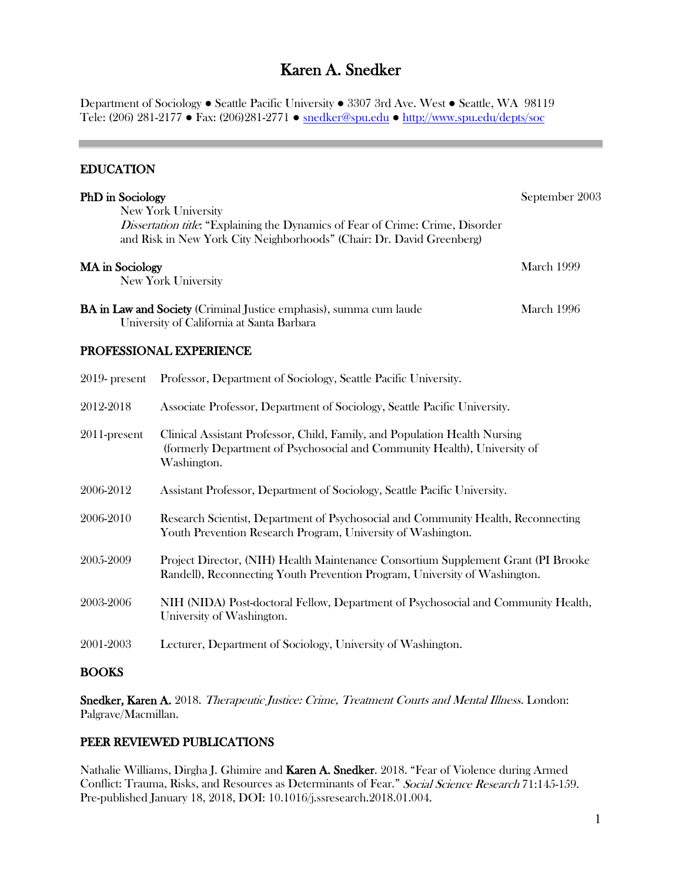# Karen A. Snedker

Department of Sociology ● Seattle Pacific University ● 3307 3rd Ave. West ● Seattle, WA 98119
Tele: (206) 281-2177 ● Fax: (206)281-2771 ● snedker@spu.edu ● http://www.spu.edu/depts/soc

## EDUCATION

**PhD in Sociology** — September 2003
New York University
*Dissertation title*: "Explaining the Dynamics of Fear of Crime: Crime, Disorder and Risk in New York City Neighborhoods" (Chair: Dr. David Greenberg)

**MA in Sociology** — March 1999
New York University

**BA in Law and Society** (Criminal Justice emphasis), summa cum laude — March 1996
University of California at Santa Barbara

## PROFESSIONAL EXPERIENCE

2019- present — Professor, Department of Sociology, Seattle Pacific University.

2012-2018 — Associate Professor, Department of Sociology, Seattle Pacific University.

2011-present — Clinical Assistant Professor, Child, Family, and Population Health Nursing (formerly Department of Psychosocial and Community Health), University of Washington.

2006-2012 — Assistant Professor, Department of Sociology, Seattle Pacific University.

2006-2010 — Research Scientist, Department of Psychosocial and Community Health, Reconnecting Youth Prevention Research Program, University of Washington.

2005-2009 — Project Director, (NIH) Health Maintenance Consortium Supplement Grant (PI Brooke Randell), Reconnecting Youth Prevention Program, University of Washington.

2003-2006 — NIH (NIDA) Post-doctoral Fellow, Department of Psychosocial and Community Health, University of Washington.

2001-2003 — Lecturer, Department of Sociology, University of Washington.

## BOOKS

**Snedker, Karen A.** 2018. *Therapeutic Justice: Crime, Treatment Courts and Mental Illness.* London: Palgrave/Macmillan.

## PEER REVIEWED PUBLICATIONS

Nathalie Williams, Dirgha J. Ghimire and **Karen A. Snedker**. 2018. "Fear of Violence during Armed Conflict: Trauma, Risks, and Resources as Determinants of Fear." *Social Science Research* 71:145-159. Pre-published January 18, 2018, DOI: 10.1016/j.ssresearch.2018.01.004.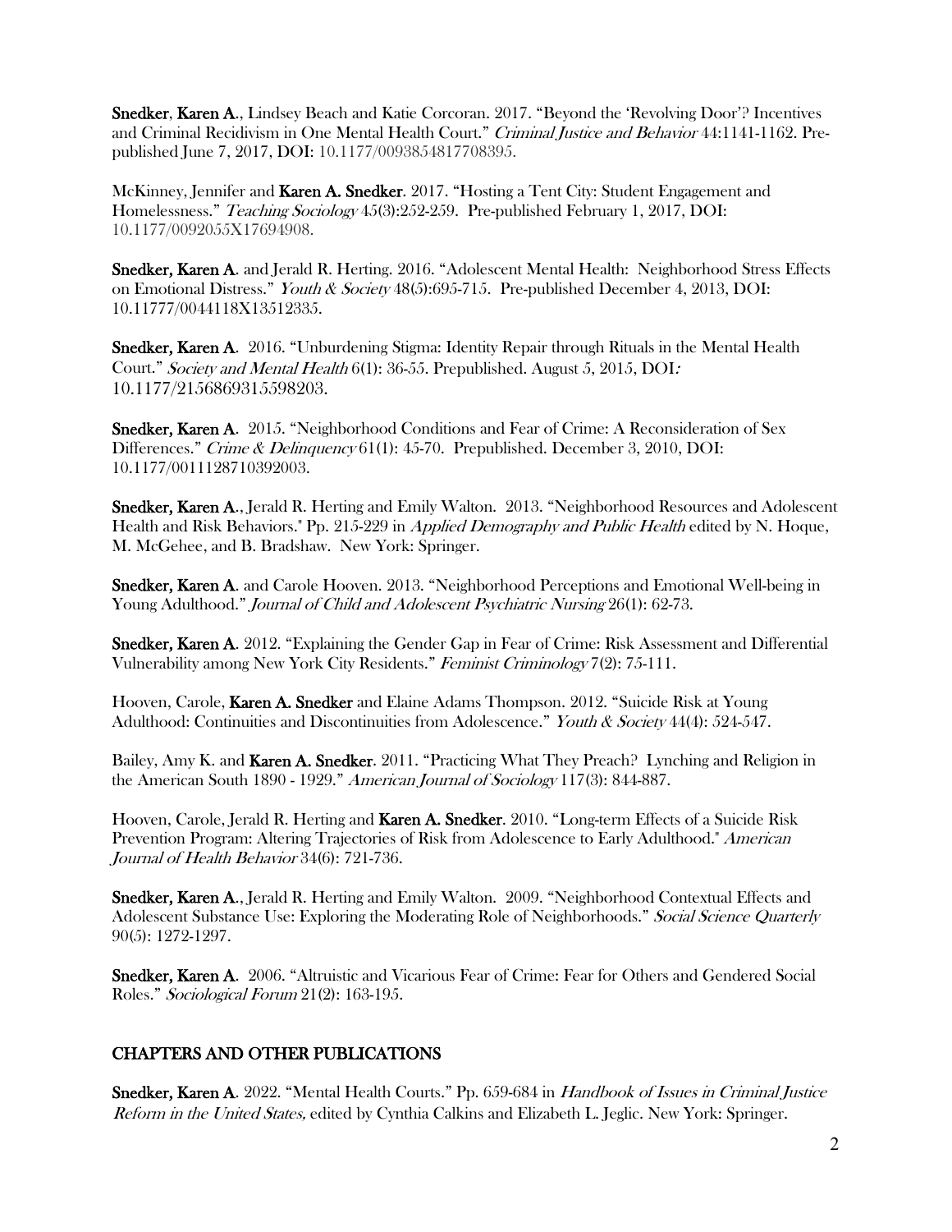**Snedker**, **Karen A.**, Lindsey Beach and Katie Corcoran. 2017. "Beyond the 'Revolving Door'? Incentives and Criminal Recidivism in One Mental Health Court." *Criminal Justice and Behavior* 44:1141-1162. Pre-published June 7, 2017, DOI: 10.1177/0093854817708395.

McKinney, Jennifer and **Karen A. Snedker**. 2017. "Hosting a Tent City: Student Engagement and Homelessness." *Teaching Sociology* 45(3):252-259. Pre-published February 1, 2017, DOI: 10.1177/0092055X17694908.

**Snedker, Karen A**. and Jerald R. Herting. 2016. "Adolescent Mental Health: Neighborhood Stress Effects on Emotional Distress." *Youth & Society* 48(5):695-715. Pre-published December 4, 2013, DOI: 10.11777/0044118X13512335.

**Snedker, Karen A**. 2016. "Unburdening Stigma: Identity Repair through Rituals in the Mental Health Court." *Society and Mental Health* 6(1): 36-55. Prepublished. August 5, 2015, DOI*:* 10.1177/2156869315598203.

**Snedker, Karen A**. 2015. "Neighborhood Conditions and Fear of Crime: A Reconsideration of Sex Differences." *Crime & Delinquency* 61(1): 45-70. Prepublished. December 3, 2010, DOI: 10.1177/0011128710392003.

**Snedker, Karen A**., Jerald R. Herting and Emily Walton. 2013. "Neighborhood Resources and Adolescent Health and Risk Behaviors." Pp. 215-229 in *Applied Demography and Public Health* edited by N. Hoque, M. McGehee, and B. Bradshaw. New York: Springer.

**Snedker, Karen A**. and Carole Hooven. 2013. "Neighborhood Perceptions and Emotional Well-being in Young Adulthood." *Journal of Child and Adolescent Psychiatric Nursing* 26(1): 62-73.

**Snedker, Karen A**. 2012. "Explaining the Gender Gap in Fear of Crime: Risk Assessment and Differential Vulnerability among New York City Residents." *Feminist Criminology* 7(2): 75-111.

Hooven, Carole, **Karen A. Snedker** and Elaine Adams Thompson. 2012. "Suicide Risk at Young Adulthood: Continuities and Discontinuities from Adolescence." *Youth & Society* 44(4): 524-547.

Bailey, Amy K. and **Karen A. Snedker**. 2011. "Practicing What They Preach? Lynching and Religion in the American South 1890 - 1929." *American Journal of Sociology* 117(3): 844-887.

Hooven, Carole, Jerald R. Herting and **Karen A. Snedker**. 2010. "Long-term Effects of a Suicide Risk Prevention Program: Altering Trajectories of Risk from Adolescence to Early Adulthood." *American Journal of Health Behavior* 34(6): 721-736.

**Snedker, Karen A**., Jerald R. Herting and Emily Walton. 2009. "Neighborhood Contextual Effects and Adolescent Substance Use: Exploring the Moderating Role of Neighborhoods." *Social Science Quarterly* 90(5): 1272-1297.

**Snedker, Karen A**. 2006. "Altruistic and Vicarious Fear of Crime: Fear for Others and Gendered Social Roles." *Sociological Forum* 21(2): 163-195.

## CHAPTERS AND OTHER PUBLICATIONS

**Snedker, Karen A**. 2022. "Mental Health Courts." Pp. 659-684 in *Handbook of Issues in Criminal Justice Reform in the United States,* edited by Cynthia Calkins and Elizabeth L. Jeglic. New York: Springer.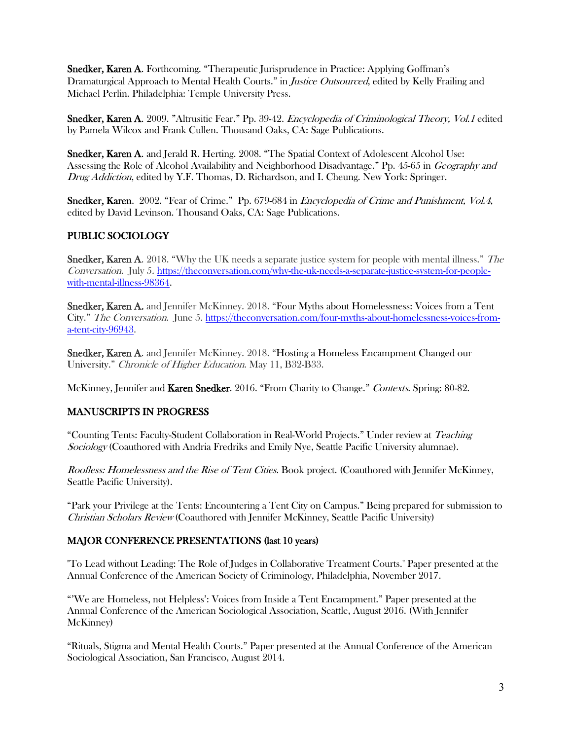**Snedker, Karen A**. Forthcoming. "Therapeutic Jurisprudence in Practice: Applying Goffman's Dramaturgical Approach to Mental Health Courts." in *Justice Outsourced*, edited by Kelly Frailing and Michael Perlin. Philadelphia: Temple University Press.

**Snedker, Karen A**. 2009. "Altrusitic Fear." Pp. 39-42. *Encyclopedia of Criminological Theory, Vol.1* edited by Pamela Wilcox and Frank Cullen. Thousand Oaks, CA: Sage Publications.

**Snedker, Karen A**. and Jerald R. Herting. 2008. "The Spatial Context of Adolescent Alcohol Use: Assessing the Role of Alcohol Availability and Neighborhood Disadvantage." Pp. 45-65 in *Geography and Drug Addiction*, edited by Y.F. Thomas, D. Richardson, and I. Cheung. New York: Springer.

**Snedker, Karen**. 2002. "Fear of Crime." Pp. 679-684 in *Encyclopedia of Crime and Punishment, Vol.4*, edited by David Levinson. Thousand Oaks, CA: Sage Publications.

## PUBLIC SOCIOLOGY

**Snedker, Karen A**. 2018. "Why the UK needs a separate justice system for people with mental illness." *The Conversation*. July 5. [https://theconversation.com/why-the-uk-needs-a-separate-justice-system-for-people-with-mental-illness-98364](https://theconversation.com/why-the-uk-needs-a-separate-justice-system-for-people-with-mental-illness-98364).

**Snedker, Karen A.** and Jennifer McKinney. 2018. "Four Myths about Homelessness: Voices from a Tent City." *The Conversation*. June 5. [https://theconversation.com/four-myths-about-homelessness-voices-from-a-tent-city-96943](https://theconversation.com/four-myths-about-homelessness-voices-from-a-tent-city-96943).

**Snedker, Karen A**. and Jennifer McKinney. 2018. "Hosting a Homeless Encampment Changed our University." *Chronicle of Higher Education*. May 11, B32-B33.

McKinney, Jennifer and **Karen Snedker**. 2016. "From Charity to Change." *Contexts*. Spring: 80-82.

## MANUSCRIPTS IN PROGRESS

"Counting Tents: Faculty-Student Collaboration in Real-World Projects." Under review at *Teaching Sociology* (Coauthored with Andria Fredriks and Emily Nye, Seattle Pacific University alumnae).

*Roofless: Homelessness and the Rise of Tent Cities*. Book project. (Coauthored with Jennifer McKinney, Seattle Pacific University).

"Park your Privilege at the Tents: Encountering a Tent City on Campus." Being prepared for submission to *Christian Scholars Review* (Coauthored with Jennifer McKinney, Seattle Pacific University)

## MAJOR CONFERENCE PRESENTATIONS (last 10 years)

"To Lead without Leading: The Role of Judges in Collaborative Treatment Courts." Paper presented at the Annual Conference of the American Society of Criminology, Philadelphia, November 2017.

"'We are Homeless, not Helpless': Voices from Inside a Tent Encampment." Paper presented at the Annual Conference of the American Sociological Association, Seattle, August 2016. (With Jennifer McKinney)

"Rituals, Stigma and Mental Health Courts." Paper presented at the Annual Conference of the American Sociological Association, San Francisco, August 2014.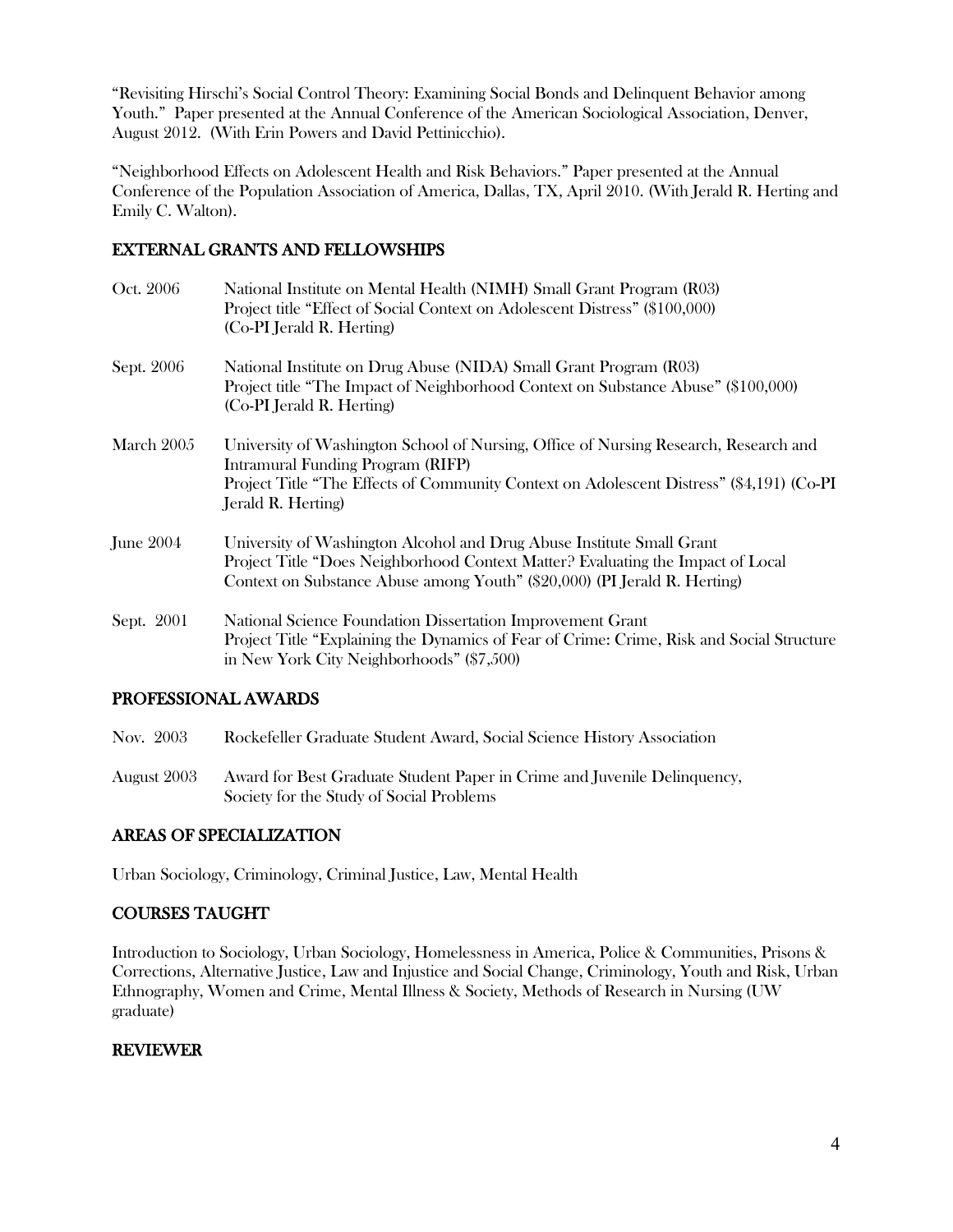"Revisiting Hirschi's Social Control Theory: Examining Social Bonds and Delinquent Behavior among Youth." Paper presented at the Annual Conference of the American Sociological Association, Denver, August 2012. (With Erin Powers and David Pettinicchio).

"Neighborhood Effects on Adolescent Health and Risk Behaviors." Paper presented at the Annual Conference of the Population Association of America, Dallas, TX, April 2010. (With Jerald R. Herting and Emily C. Walton).

## EXTERNAL GRANTS AND FELLOWSHIPS

Oct. 2006 — National Institute on Mental Health (NIMH) Small Grant Program (R03)
Project title "Effect of Social Context on Adolescent Distress" ($100,000)
(Co-PI Jerald R. Herting)

Sept. 2006 — National Institute on Drug Abuse (NIDA) Small Grant Program (R03)
Project title "The Impact of Neighborhood Context on Substance Abuse" ($100,000)
(Co-PI Jerald R. Herting)

March 2005 — University of Washington School of Nursing, Office of Nursing Research, Research and Intramural Funding Program (RIFP)
Project Title "The Effects of Community Context on Adolescent Distress" ($4,191) (Co-PI Jerald R. Herting)

June 2004 — University of Washington Alcohol and Drug Abuse Institute Small Grant
Project Title "Does Neighborhood Context Matter? Evaluating the Impact of Local Context on Substance Abuse among Youth" ($20,000) (PI Jerald R. Herting)

Sept. 2001 — National Science Foundation Dissertation Improvement Grant
Project Title "Explaining the Dynamics of Fear of Crime: Crime, Risk and Social Structure in New York City Neighborhoods" ($7,500)

## PROFESSIONAL AWARDS

Nov. 2003 — Rockefeller Graduate Student Award, Social Science History Association

August 2003 — Award for Best Graduate Student Paper in Crime and Juvenile Delinquency, Society for the Study of Social Problems

## AREAS OF SPECIALIZATION

Urban Sociology, Criminology, Criminal Justice, Law, Mental Health

## COURSES TAUGHT

Introduction to Sociology, Urban Sociology, Homelessness in America, Police & Communities, Prisons & Corrections, Alternative Justice, Law and Injustice and Social Change, Criminology, Youth and Risk, Urban Ethnography, Women and Crime, Mental Illness & Society, Methods of Research in Nursing (UW graduate)

## REVIEWER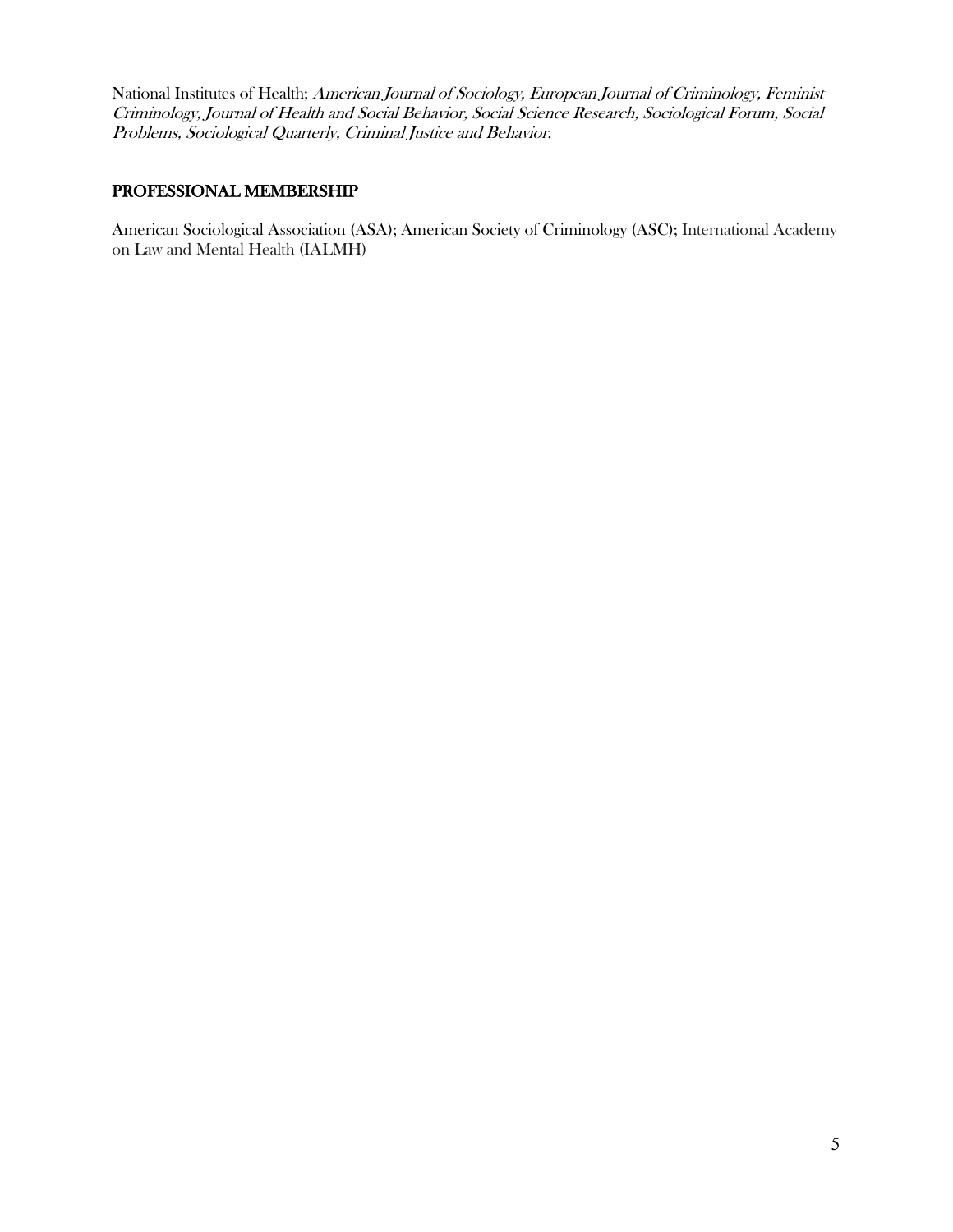National Institutes of Health; *American Journal of Sociology, European Journal of Criminology, Feminist Criminology, Journal of Health and Social Behavior, Social Science Research, Sociological Forum, Social Problems, Sociological Quarterly, Criminal Justice and Behavior.*

## PROFESSIONAL MEMBERSHIP

American Sociological Association (ASA); American Society of Criminology (ASC); International Academy on Law and Mental Health (IALMH)